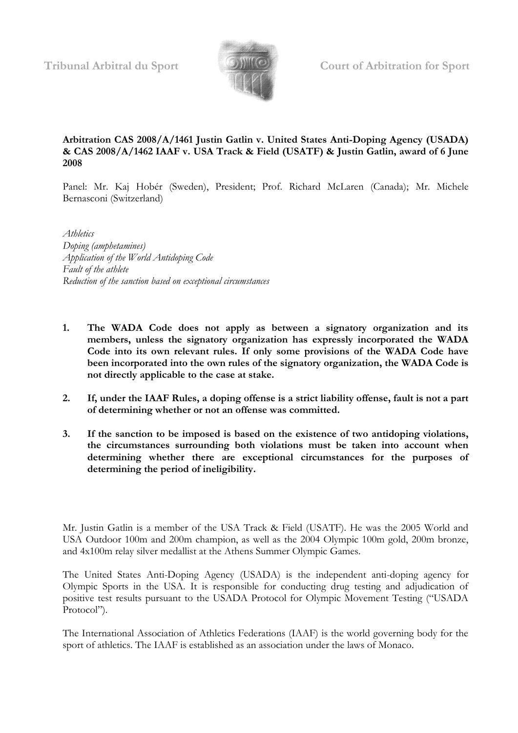Tribunal Arbitral du Sport                Court of Arbitration for Sport

**Arbitration CAS 2008/A/1461 Justin Gatlin v. United States Anti-Doping Agency (USADA) & CAS 2008/A/1462 IAAF v. USA Track & Field (USATF) & Justin Gatlin, award of 6 June 2008**

Panel: Mr. Kaj Hobér (Sweden), President; Prof. Richard McLaren (Canada); Mr. Michele Bernasconi (Switzerland)

*Athletics*
*Doping (amphetamines)*
*Application of the World Antidoping Code*
*Fault of the athlete*
*Reduction of the sanction based on exceptional circumstances*

1. **The WADA Code does not apply as between a signatory organization and its members, unless the signatory organization has expressly incorporated the WADA Code into its own relevant rules. If only some provisions of the WADA Code have been incorporated into the own rules of the signatory organization, the WADA Code is not directly applicable to the case at stake.**

2. **If, under the IAAF Rules, a doping offense is a strict liability offense, fault is not a part of determining whether or not an offense was committed.**

3. **If the sanction to be imposed is based on the existence of two antidoping violations, the circumstances surrounding both violations must be taken into account when determining whether there are exceptional circumstances for the purposes of determining the period of ineligibility.**

Mr. Justin Gatlin is a member of the USA Track & Field (USATF). He was the 2005 World and USA Outdoor 100m and 200m champion, as well as the 2004 Olympic 100m gold, 200m bronze, and 4x100m relay silver medallist at the Athens Summer Olympic Games.

The United States Anti-Doping Agency (USADA) is the independent anti-doping agency for Olympic Sports in the USA. It is responsible for conducting drug testing and adjudication of positive test results pursuant to the USADA Protocol for Olympic Movement Testing ("USADA Protocol").

The International Association of Athletics Federations (IAAF) is the world governing body for the sport of athletics. The IAAF is established as an association under the laws of Monaco.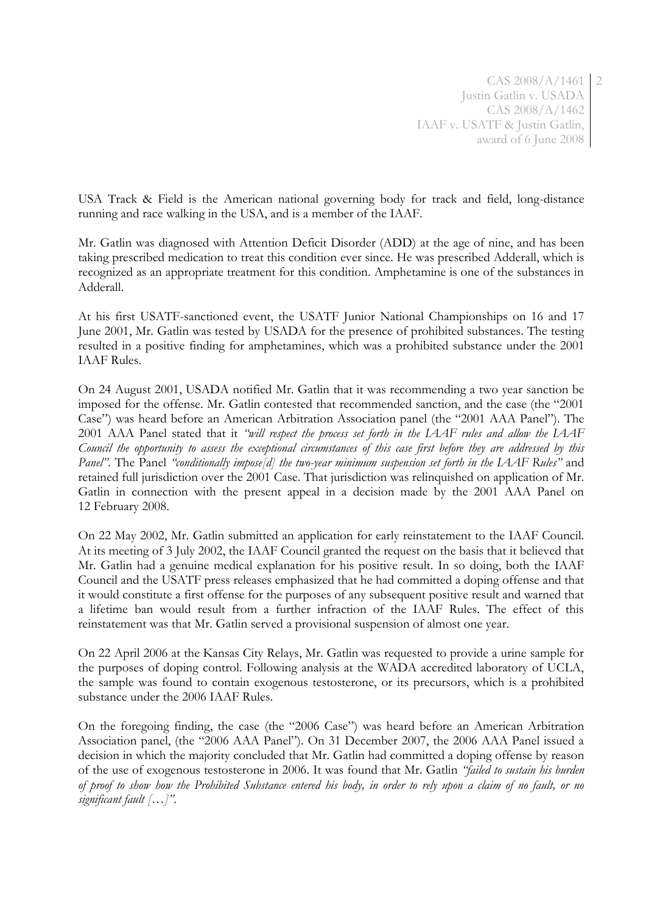USA Track & Field is the American national governing body for track and field, long-distance running and race walking in the USA, and is a member of the IAAF.

Mr. Gatlin was diagnosed with Attention Deficit Disorder (ADD) at the age of nine, and has been taking prescribed medication to treat this condition ever since. He was prescribed Adderall, which is recognized as an appropriate treatment for this condition. Amphetamine is one of the substances in Adderall.

At his first USATF-sanctioned event, the USATF Junior National Championships on 16 and 17 June 2001, Mr. Gatlin was tested by USADA for the presence of prohibited substances. The testing resulted in a positive finding for amphetamines, which was a prohibited substance under the 2001 IAAF Rules.

On 24 August 2001, USADA notified Mr. Gatlin that it was recommending a two year sanction be imposed for the offense. Mr. Gatlin contested that recommended sanction, and the case (the "2001 Case") was heard before an American Arbitration Association panel (the "2001 AAA Panel"). The 2001 AAA Panel stated that it *"will respect the process set forth in the IAAF rules and allow the IAAF Council the opportunity to assess the exceptional circumstances of this case first before they are addressed by this Panel"*. The Panel *"conditionally impose[d] the two-year minimum suspension set forth in the IAAF Rules"* and retained full jurisdiction over the 2001 Case. That jurisdiction was relinquished on application of Mr. Gatlin in connection with the present appeal in a decision made by the 2001 AAA Panel on 12 February 2008.

On 22 May 2002, Mr. Gatlin submitted an application for early reinstatement to the IAAF Council. At its meeting of 3 July 2002, the IAAF Council granted the request on the basis that it believed that Mr. Gatlin had a genuine medical explanation for his positive result. In so doing, both the IAAF Council and the USATF press releases emphasized that he had committed a doping offense and that it would constitute a first offense for the purposes of any subsequent positive result and warned that a lifetime ban would result from a further infraction of the IAAF Rules. The effect of this reinstatement was that Mr. Gatlin served a provisional suspension of almost one year.

On 22 April 2006 at the Kansas City Relays, Mr. Gatlin was requested to provide a urine sample for the purposes of doping control. Following analysis at the WADA accredited laboratory of UCLA, the sample was found to contain exogenous testosterone, or its precursors, which is a prohibited substance under the 2006 IAAF Rules.

On the foregoing finding, the case (the "2006 Case") was heard before an American Arbitration Association panel, (the "2006 AAA Panel"). On 31 December 2007, the 2006 AAA Panel issued a decision in which the majority concluded that Mr. Gatlin had committed a doping offense by reason of the use of exogenous testosterone in 2006. It was found that Mr. Gatlin *"failed to sustain his burden of proof to show how the Prohibited Substance entered his body, in order to rely upon a claim of no fault, or no significant fault […]"*.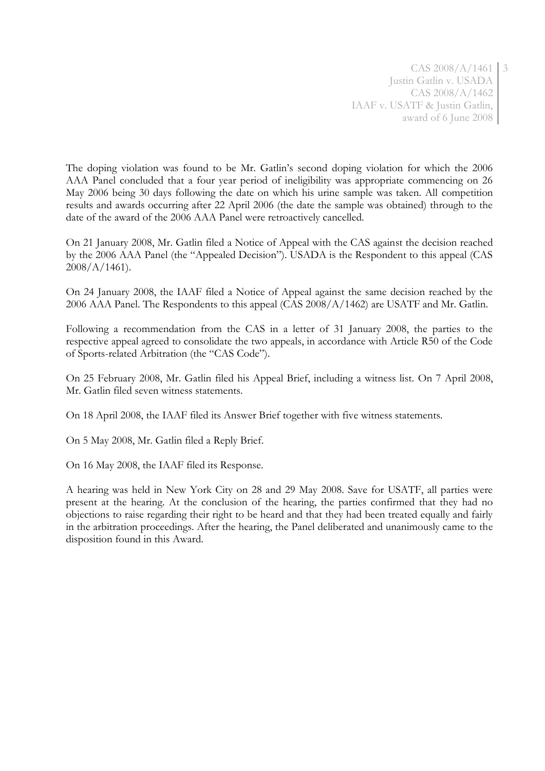The doping violation was found to be Mr. Gatlin's second doping violation for which the 2006 AAA Panel concluded that a four year period of ineligibility was appropriate commencing on 26 May 2006 being 30 days following the date on which his urine sample was taken. All competition results and awards occurring after 22 April 2006 (the date the sample was obtained) through to the date of the award of the 2006 AAA Panel were retroactively cancelled.

On 21 January 2008, Mr. Gatlin filed a Notice of Appeal with the CAS against the decision reached by the 2006 AAA Panel (the "Appealed Decision"). USADA is the Respondent to this appeal (CAS 2008/A/1461).

On 24 January 2008, the IAAF filed a Notice of Appeal against the same decision reached by the 2006 AAA Panel. The Respondents to this appeal (CAS 2008/A/1462) are USATF and Mr. Gatlin.

Following a recommendation from the CAS in a letter of 31 January 2008, the parties to the respective appeal agreed to consolidate the two appeals, in accordance with Article R50 of the Code of Sports-related Arbitration (the "CAS Code").

On 25 February 2008, Mr. Gatlin filed his Appeal Brief, including a witness list. On 7 April 2008, Mr. Gatlin filed seven witness statements.

On 18 April 2008, the IAAF filed its Answer Brief together with five witness statements.

On 5 May 2008, Mr. Gatlin filed a Reply Brief.

On 16 May 2008, the IAAF filed its Response.

A hearing was held in New York City on 28 and 29 May 2008. Save for USATF, all parties were present at the hearing. At the conclusion of the hearing, the parties confirmed that they had no objections to raise regarding their right to be heard and that they had been treated equally and fairly in the arbitration proceedings. After the hearing, the Panel deliberated and unanimously came to the disposition found in this Award.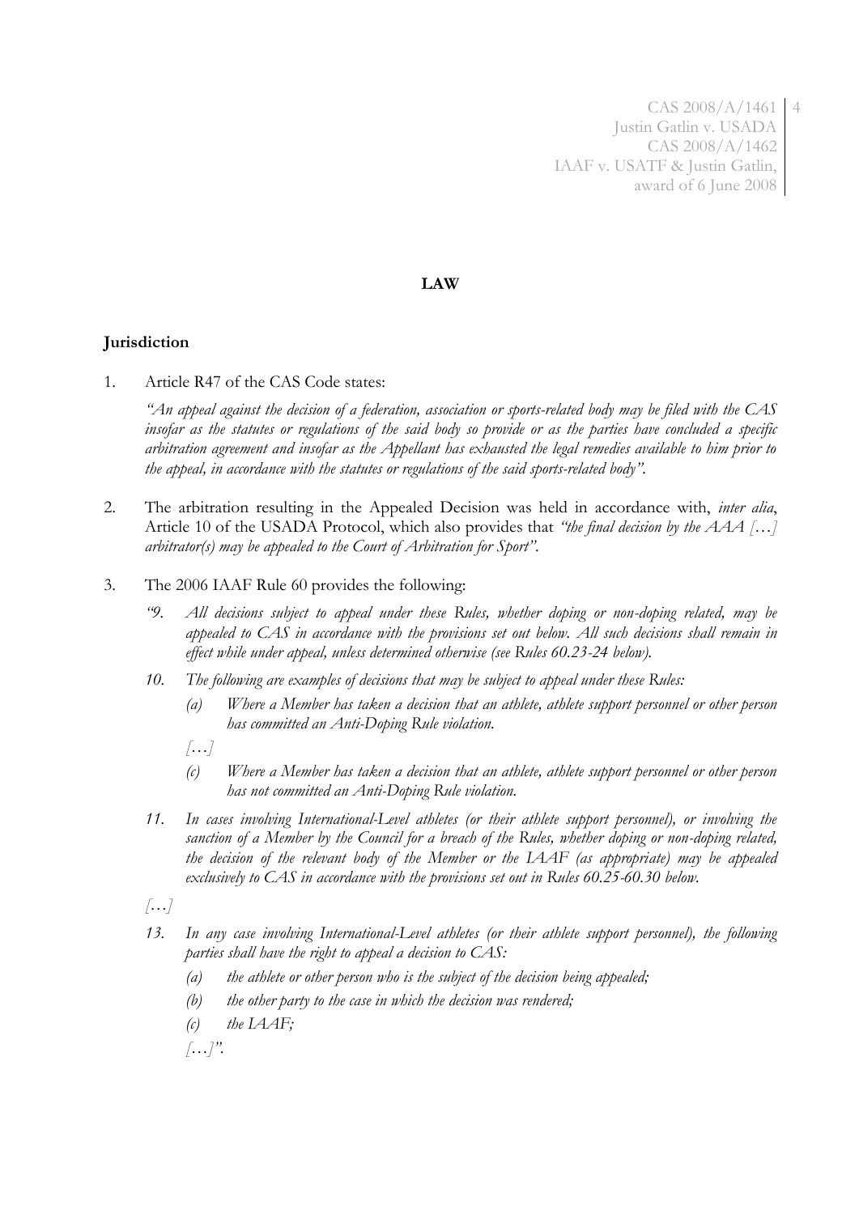**LAW**

**Jurisdiction**

1. Article R47 of the CAS Code states:

   *"An appeal against the decision of a federation, association or sports-related body may be filed with the CAS insofar as the statutes or regulations of the said body so provide or as the parties have concluded a specific arbitration agreement and insofar as the Appellant has exhausted the legal remedies available to him prior to the appeal, in accordance with the statutes or regulations of the said sports-related body".*

2. The arbitration resulting in the Appealed Decision was held in accordance with, *inter alia*, Article 10 of the USADA Protocol, which also provides that *"the final decision by the AAA […] arbitrator(s) may be appealed to the Court of Arbitration for Sport".*

3. The 2006 IAAF Rule 60 provides the following:

   *"9. All decisions subject to appeal under these Rules, whether doping or non-doping related, may be appealed to CAS in accordance with the provisions set out below. All such decisions shall remain in effect while under appeal, unless determined otherwise (see Rules 60.23-24 below).*

   *10. The following are examples of decisions that may be subject to appeal under these Rules:*

   *(a) Where a Member has taken a decision that an athlete, athlete support personnel or other person has committed an Anti-Doping Rule violation.*

   *[…]*

   *(c) Where a Member has taken a decision that an athlete, athlete support personnel or other person has not committed an Anti-Doping Rule violation.*

   *11. In cases involving International-Level athletes (or their athlete support personnel), or involving the sanction of a Member by the Council for a breach of the Rules, whether doping or non-doping related, the decision of the relevant body of the Member or the IAAF (as appropriate) may be appealed exclusively to CAS in accordance with the provisions set out in Rules 60.25-60.30 below.*

   *[…]*

   *13. In any case involving International-Level athletes (or their athlete support personnel), the following parties shall have the right to appeal a decision to CAS:*

   *(a) the athlete or other person who is the subject of the decision being appealed;*

   *(b) the other party to the case in which the decision was rendered;*

   *(c) the IAAF;*

   *[…]".*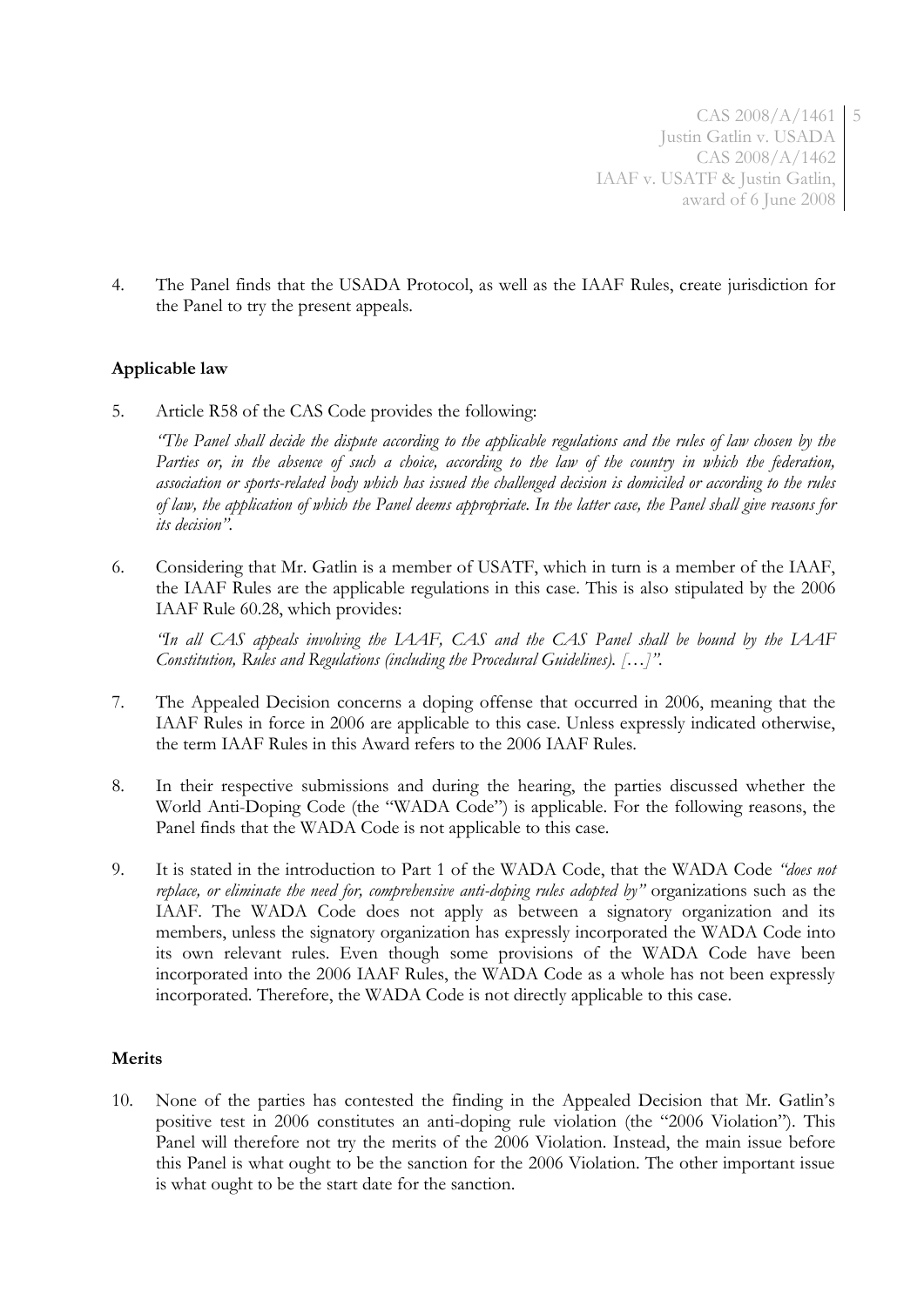4. The Panel finds that the USADA Protocol, as well as the IAAF Rules, create jurisdiction for the Panel to try the present appeals.

**Applicable law**

5. Article R58 of the CAS Code provides the following:

   *"The Panel shall decide the dispute according to the applicable regulations and the rules of law chosen by the Parties or, in the absence of such a choice, according to the law of the country in which the federation, association or sports-related body which has issued the challenged decision is domiciled or according to the rules of law, the application of which the Panel deems appropriate. In the latter case, the Panel shall give reasons for its decision".*

6. Considering that Mr. Gatlin is a member of USATF, which in turn is a member of the IAAF, the IAAF Rules are the applicable regulations in this case. This is also stipulated by the 2006 IAAF Rule 60.28, which provides:

   *"In all CAS appeals involving the IAAF, CAS and the CAS Panel shall be bound by the IAAF Constitution, Rules and Regulations (including the Procedural Guidelines). […]".*

7. The Appealed Decision concerns a doping offense that occurred in 2006, meaning that the IAAF Rules in force in 2006 are applicable to this case. Unless expressly indicated otherwise, the term IAAF Rules in this Award refers to the 2006 IAAF Rules.

8. In their respective submissions and during the hearing, the parties discussed whether the World Anti-Doping Code (the "WADA Code") is applicable. For the following reasons, the Panel finds that the WADA Code is not applicable to this case.

9. It is stated in the introduction to Part 1 of the WADA Code, that the WADA Code *"does not replace, or eliminate the need for, comprehensive anti-doping rules adopted by"* organizations such as the IAAF. The WADA Code does not apply as between a signatory organization and its members, unless the signatory organization has expressly incorporated the WADA Code into its own relevant rules. Even though some provisions of the WADA Code have been incorporated into the 2006 IAAF Rules, the WADA Code as a whole has not been expressly incorporated. Therefore, the WADA Code is not directly applicable to this case.

**Merits**

10. None of the parties has contested the finding in the Appealed Decision that Mr. Gatlin's positive test in 2006 constitutes an anti-doping rule violation (the "2006 Violation"). This Panel will therefore not try the merits of the 2006 Violation. Instead, the main issue before this Panel is what ought to be the sanction for the 2006 Violation. The other important issue is what ought to be the start date for the sanction.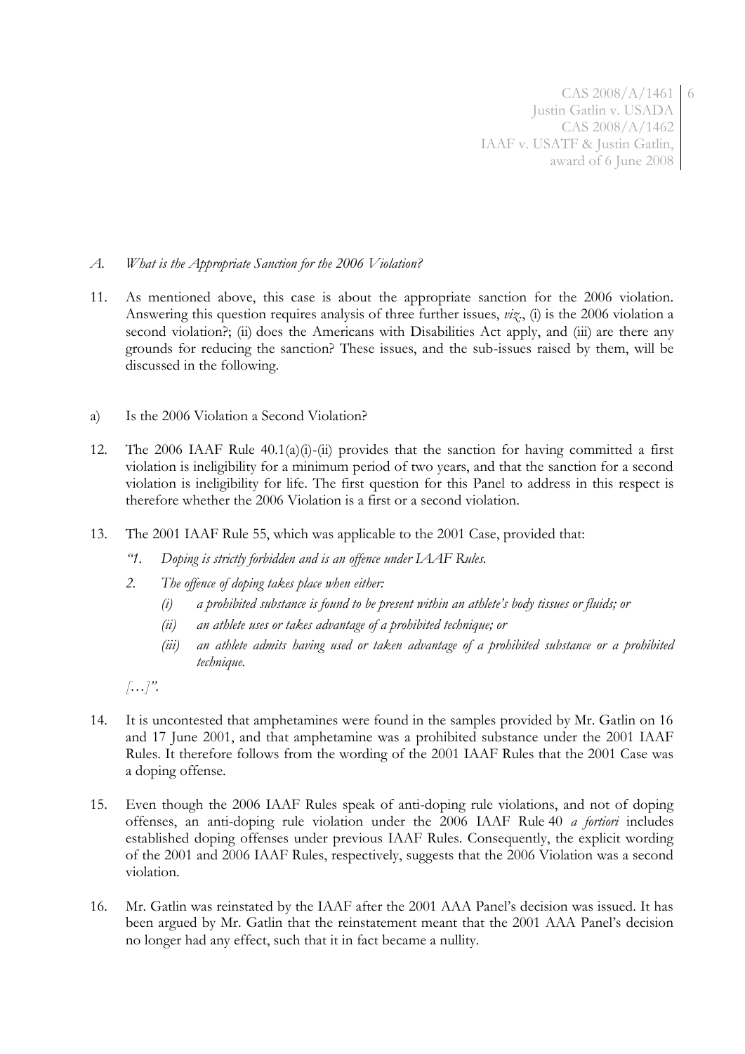### *A. What is the Appropriate Sanction for the 2006 Violation?*

11. As mentioned above, this case is about the appropriate sanction for the 2006 violation. Answering this question requires analysis of three further issues, *viz.*, (i) is the 2006 violation a second violation?; (ii) does the Americans with Disabilities Act apply, and (iii) are there any grounds for reducing the sanction? These issues, and the sub-issues raised by them, will be discussed in the following.

#### a) Is the 2006 Violation a Second Violation?

12. The 2006 IAAF Rule 40.1(a)(i)-(ii) provides that the sanction for having committed a first violation is ineligibility for a minimum period of two years, and that the sanction for a second violation is ineligibility for life. The first question for this Panel to address in this respect is therefore whether the 2006 Violation is a first or a second violation.

13. The 2001 IAAF Rule 55, which was applicable to the 2001 Case, provided that:

    *"1. Doping is strictly forbidden and is an offence under IAAF Rules.*

    *2. The offence of doping takes place when either:*

    *(i) a prohibited substance is found to be present within an athlete's body tissues or fluids; or*

    *(ii) an athlete uses or takes advantage of a prohibited technique; or*

    *(iii) an athlete admits having used or taken advantage of a prohibited substance or a prohibited technique.*

    *[…]".*

14. It is uncontested that amphetamines were found in the samples provided by Mr. Gatlin on 16 and 17 June 2001, and that amphetamine was a prohibited substance under the 2001 IAAF Rules. It therefore follows from the wording of the 2001 IAAF Rules that the 2001 Case was a doping offense.

15. Even though the 2006 IAAF Rules speak of anti-doping rule violations, and not of doping offenses, an anti-doping rule violation under the 2006 IAAF Rule 40 *a fortiori* includes established doping offenses under previous IAAF Rules. Consequently, the explicit wording of the 2001 and 2006 IAAF Rules, respectively, suggests that the 2006 Violation was a second violation.

16. Mr. Gatlin was reinstated by the IAAF after the 2001 AAA Panel's decision was issued. It has been argued by Mr. Gatlin that the reinstatement meant that the 2001 AAA Panel's decision no longer had any effect, such that it in fact became a nullity.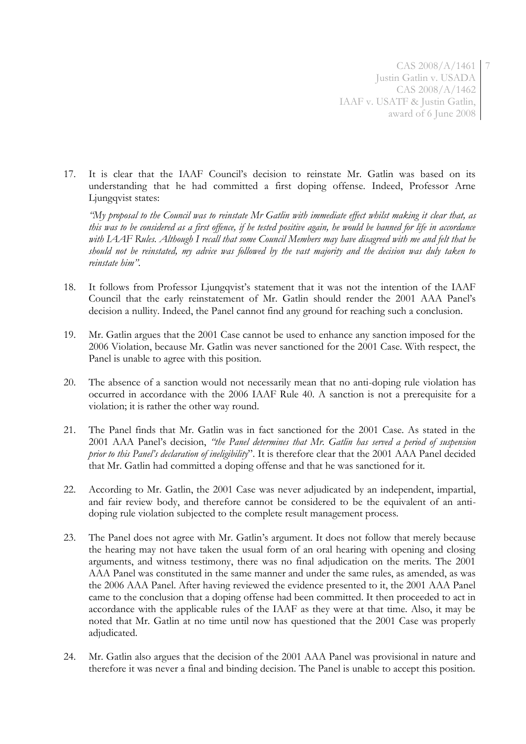17. It is clear that the IAAF Council's decision to reinstate Mr. Gatlin was based on its understanding that he had committed a first doping offense. Indeed, Professor Arne Ljungqvist states:

    *"My proposal to the Council was to reinstate Mr Gatlin with immediate effect whilst making it clear that, as this was to be considered as a first offence, if he tested positive again, he would be banned for life in accordance with IAAF Rules. Although I recall that some Council Members may have disagreed with me and felt that he should not be reinstated, my advice was followed by the vast majority and the decision was duly taken to reinstate him"*.

18. It follows from Professor Ljungqvist's statement that it was not the intention of the IAAF Council that the early reinstatement of Mr. Gatlin should render the 2001 AAA Panel's decision a nullity. Indeed, the Panel cannot find any ground for reaching such a conclusion.

19. Mr. Gatlin argues that the 2001 Case cannot be used to enhance any sanction imposed for the 2006 Violation, because Mr. Gatlin was never sanctioned for the 2001 Case. With respect, the Panel is unable to agree with this position.

20. The absence of a sanction would not necessarily mean that no anti-doping rule violation has occurred in accordance with the 2006 IAAF Rule 40. A sanction is not a prerequisite for a violation; it is rather the other way round.

21. The Panel finds that Mr. Gatlin was in fact sanctioned for the 2001 Case. As stated in the 2001 AAA Panel's decision, *"the Panel determines that Mr. Gatlin has served a period of suspension prior to this Panel's declaration of ineligibility*". It is therefore clear that the 2001 AAA Panel decided that Mr. Gatlin had committed a doping offense and that he was sanctioned for it.

22. According to Mr. Gatlin, the 2001 Case was never adjudicated by an independent, impartial, and fair review body, and therefore cannot be considered to be the equivalent of an anti-doping rule violation subjected to the complete result management process.

23. The Panel does not agree with Mr. Gatlin's argument. It does not follow that merely because the hearing may not have taken the usual form of an oral hearing with opening and closing arguments, and witness testimony, there was no final adjudication on the merits. The 2001 AAA Panel was constituted in the same manner and under the same rules, as amended, as was the 2006 AAA Panel. After having reviewed the evidence presented to it, the 2001 AAA Panel came to the conclusion that a doping offense had been committed. It then proceeded to act in accordance with the applicable rules of the IAAF as they were at that time. Also, it may be noted that Mr. Gatlin at no time until now has questioned that the 2001 Case was properly adjudicated.

24. Mr. Gatlin also argues that the decision of the 2001 AAA Panel was provisional in nature and therefore it was never a final and binding decision. The Panel is unable to accept this position.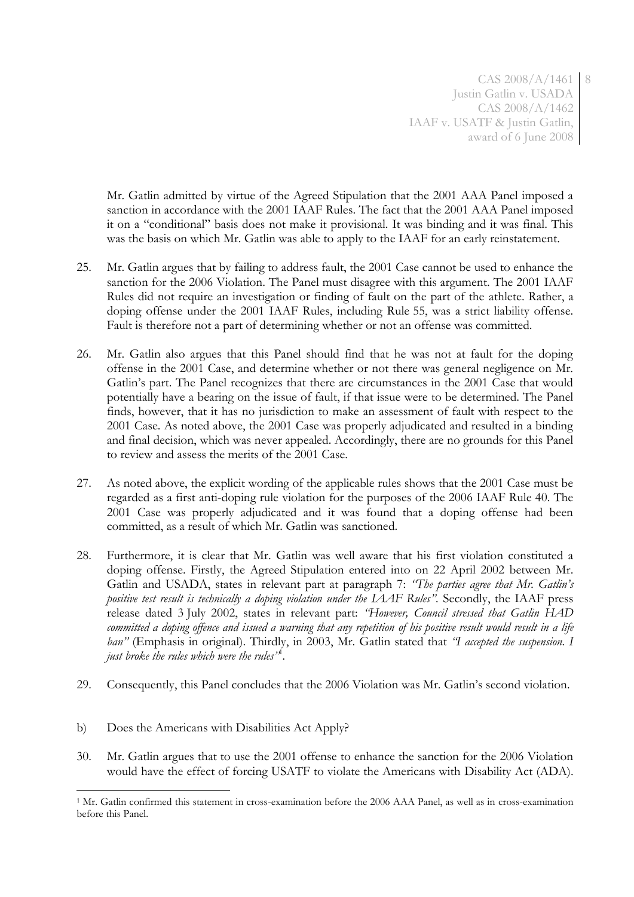Mr. Gatlin admitted by virtue of the Agreed Stipulation that the 2001 AAA Panel imposed a sanction in accordance with the 2001 IAAF Rules. The fact that the 2001 AAA Panel imposed it on a "conditional" basis does not make it provisional. It was binding and it was final. This was the basis on which Mr. Gatlin was able to apply to the IAAF for an early reinstatement.

25. Mr. Gatlin argues that by failing to address fault, the 2001 Case cannot be used to enhance the sanction for the 2006 Violation. The Panel must disagree with this argument. The 2001 IAAF Rules did not require an investigation or finding of fault on the part of the athlete. Rather, a doping offense under the 2001 IAAF Rules, including Rule 55, was a strict liability offense. Fault is therefore not a part of determining whether or not an offense was committed.

26. Mr. Gatlin also argues that this Panel should find that he was not at fault for the doping offense in the 2001 Case, and determine whether or not there was general negligence on Mr. Gatlin's part. The Panel recognizes that there are circumstances in the 2001 Case that would potentially have a bearing on the issue of fault, if that issue were to be determined. The Panel finds, however, that it has no jurisdiction to make an assessment of fault with respect to the 2001 Case. As noted above, the 2001 Case was properly adjudicated and resulted in a binding and final decision, which was never appealed. Accordingly, there are no grounds for this Panel to review and assess the merits of the 2001 Case.

27. As noted above, the explicit wording of the applicable rules shows that the 2001 Case must be regarded as a first anti-doping rule violation for the purposes of the 2006 IAAF Rule 40. The 2001 Case was properly adjudicated and it was found that a doping offense had been committed, as a result of which Mr. Gatlin was sanctioned.

28. Furthermore, it is clear that Mr. Gatlin was well aware that his first violation constituted a doping offense. Firstly, the Agreed Stipulation entered into on 22 April 2002 between Mr. Gatlin and USADA, states in relevant part at paragraph 7: *"The parties agree that Mr. Gatlin's positive test result is technically a doping violation under the IAAF Rules"*. Secondly, the IAAF press release dated 3 July 2002, states in relevant part: *"However, Council stressed that Gatlin HAD committed a doping offence and issued a warning that any repetition of his positive result would result in a life ban"* (Emphasis in original). Thirdly, in 2003, Mr. Gatlin stated that *"I accepted the suspension. I just broke the rules which were the rules"*[1].

29. Consequently, this Panel concludes that the 2006 Violation was Mr. Gatlin's second violation.

b) Does the Americans with Disabilities Act Apply?

30. Mr. Gatlin argues that to use the 2001 offense to enhance the sanction for the 2006 Violation would have the effect of forcing USATF to violate the Americans with Disability Act (ADA).

---

[1] Mr. Gatlin confirmed this statement in cross-examination before the 2006 AAA Panel, as well as in cross-examination before this Panel.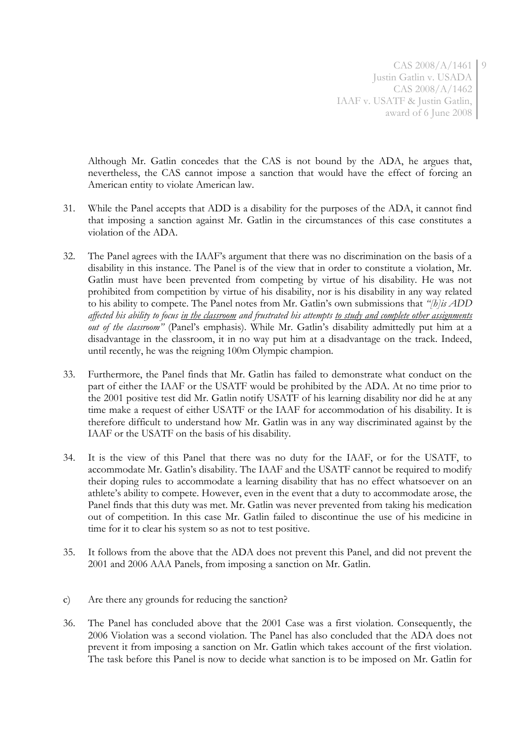Although Mr. Gatlin concedes that the CAS is not bound by the ADA, he argues that, nevertheless, the CAS cannot impose a sanction that would have the effect of forcing an American entity to violate American law.

31. While the Panel accepts that ADD is a disability for the purposes of the ADA, it cannot find that imposing a sanction against Mr. Gatlin in the circumstances of this case constitutes a violation of the ADA.

32. The Panel agrees with the IAAF's argument that there was no discrimination on the basis of a disability in this instance. The Panel is of the view that in order to constitute a violation, Mr. Gatlin must have been prevented from competing by virtue of his disability. He was not prohibited from competition by virtue of his disability, nor is his disability in any way related to his ability to compete. The Panel notes from Mr. Gatlin's own submissions that *"[h]is ADD affected his ability to focus <u>in the classroom</u> and frustrated his attempts <u>to study and complete other assignments out of the classroom</u>"* (Panel's emphasis). While Mr. Gatlin's disability admittedly put him at a disadvantage in the classroom, it in no way put him at a disadvantage on the track. Indeed, until recently, he was the reigning 100m Olympic champion.

33. Furthermore, the Panel finds that Mr. Gatlin has failed to demonstrate what conduct on the part of either the IAAF or the USATF would be prohibited by the ADA. At no time prior to the 2001 positive test did Mr. Gatlin notify USATF of his learning disability nor did he at any time make a request of either USATF or the IAAF for accommodation of his disability. It is therefore difficult to understand how Mr. Gatlin was in any way discriminated against by the IAAF or the USATF on the basis of his disability.

34. It is the view of this Panel that there was no duty for the IAAF, or for the USATF, to accommodate Mr. Gatlin's disability. The IAAF and the USATF cannot be required to modify their doping rules to accommodate a learning disability that has no effect whatsoever on an athlete's ability to compete. However, even in the event that a duty to accommodate arose, the Panel finds that this duty was met. Mr. Gatlin was never prevented from taking his medication out of competition. In this case Mr. Gatlin failed to discontinue the use of his medicine in time for it to clear his system so as not to test positive.

35. It follows from the above that the ADA does not prevent this Panel, and did not prevent the 2001 and 2006 AAA Panels, from imposing a sanction on Mr. Gatlin.

c) Are there any grounds for reducing the sanction?

36. The Panel has concluded above that the 2001 Case was a first violation. Consequently, the 2006 Violation was a second violation. The Panel has also concluded that the ADA does not prevent it from imposing a sanction on Mr. Gatlin which takes account of the first violation. The task before this Panel is now to decide what sanction is to be imposed on Mr. Gatlin for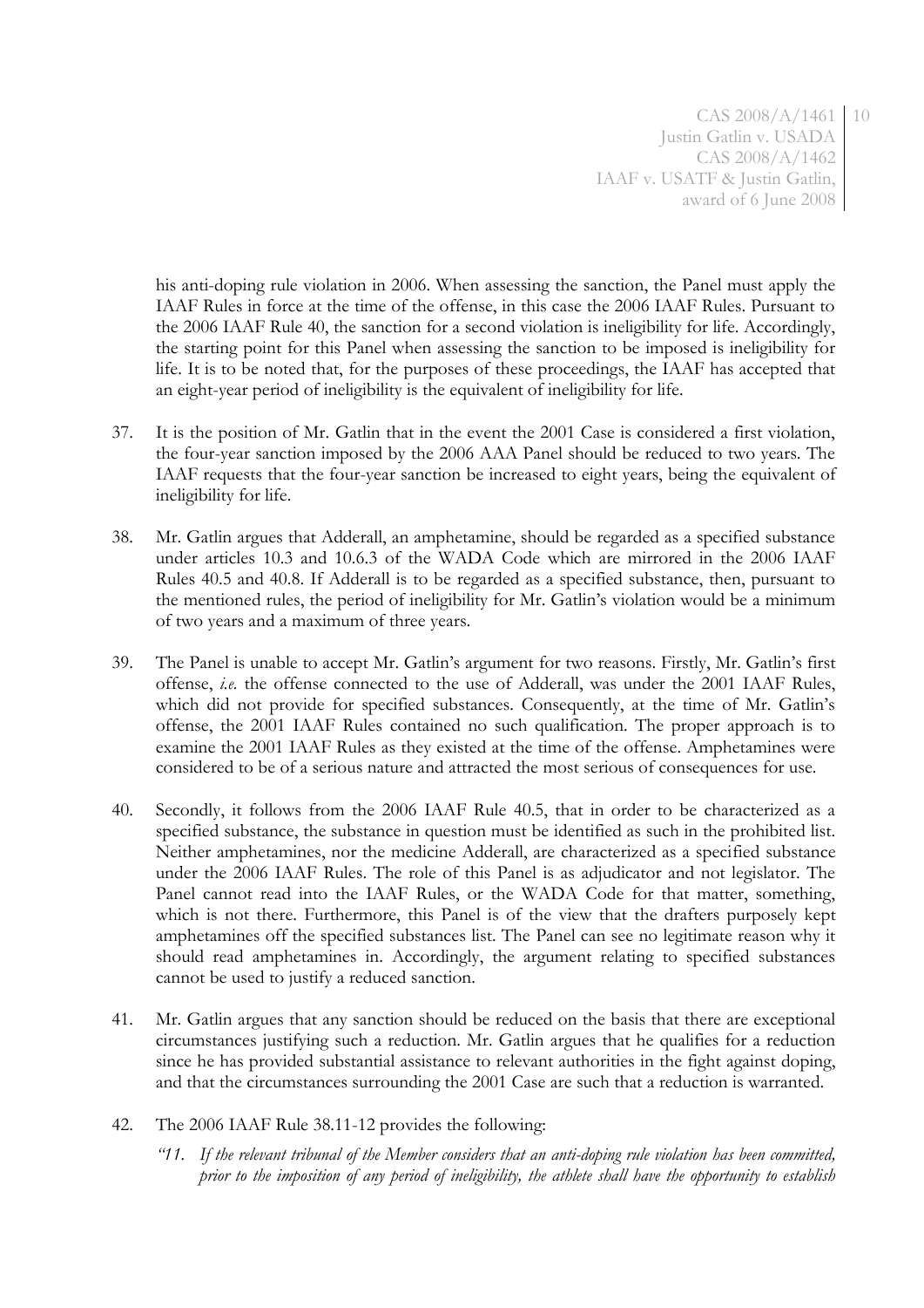his anti-doping rule violation in 2006. When assessing the sanction, the Panel must apply the IAAF Rules in force at the time of the offense, in this case the 2006 IAAF Rules. Pursuant to the 2006 IAAF Rule 40, the sanction for a second violation is ineligibility for life. Accordingly, the starting point for this Panel when assessing the sanction to be imposed is ineligibility for life. It is to be noted that, for the purposes of these proceedings, the IAAF has accepted that an eight-year period of ineligibility is the equivalent of ineligibility for life.

37. It is the position of Mr. Gatlin that in the event the 2001 Case is considered a first violation, the four-year sanction imposed by the 2006 AAA Panel should be reduced to two years. The IAAF requests that the four-year sanction be increased to eight years, being the equivalent of ineligibility for life.

38. Mr. Gatlin argues that Adderall, an amphetamine, should be regarded as a specified substance under articles 10.3 and 10.6.3 of the WADA Code which are mirrored in the 2006 IAAF Rules 40.5 and 40.8. If Adderall is to be regarded as a specified substance, then, pursuant to the mentioned rules, the period of ineligibility for Mr. Gatlin's violation would be a minimum of two years and a maximum of three years.

39. The Panel is unable to accept Mr. Gatlin's argument for two reasons. Firstly, Mr. Gatlin's first offense, *i.e.* the offense connected to the use of Adderall, was under the 2001 IAAF Rules, which did not provide for specified substances. Consequently, at the time of Mr. Gatlin's offense, the 2001 IAAF Rules contained no such qualification. The proper approach is to examine the 2001 IAAF Rules as they existed at the time of the offense. Amphetamines were considered to be of a serious nature and attracted the most serious of consequences for use.

40. Secondly, it follows from the 2006 IAAF Rule 40.5, that in order to be characterized as a specified substance, the substance in question must be identified as such in the prohibited list. Neither amphetamines, nor the medicine Adderall, are characterized as a specified substance under the 2006 IAAF Rules. The role of this Panel is as adjudicator and not legislator. The Panel cannot read into the IAAF Rules, or the WADA Code for that matter, something, which is not there. Furthermore, this Panel is of the view that the drafters purposely kept amphetamines off the specified substances list. The Panel can see no legitimate reason why it should read amphetamines in. Accordingly, the argument relating to specified substances cannot be used to justify a reduced sanction.

41. Mr. Gatlin argues that any sanction should be reduced on the basis that there are exceptional circumstances justifying such a reduction. Mr. Gatlin argues that he qualifies for a reduction since he has provided substantial assistance to relevant authorities in the fight against doping, and that the circumstances surrounding the 2001 Case are such that a reduction is warranted.

42. The 2006 IAAF Rule 38.11-12 provides the following:

*"11. If the relevant tribunal of the Member considers that an anti-doping rule violation has been committed, prior to the imposition of any period of ineligibility, the athlete shall have the opportunity to establish*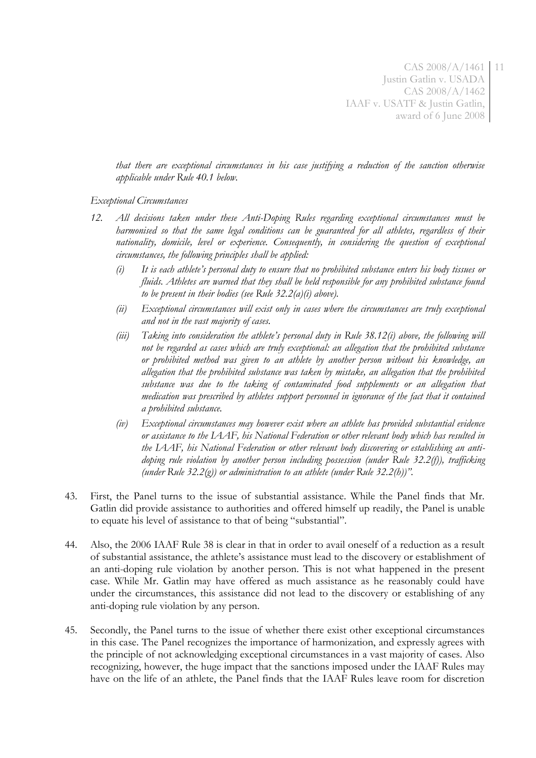*that there are exceptional circumstances in his case justifying a reduction of the sanction otherwise applicable under Rule 40.1 below.*

*Exceptional Circumstances*

*12. All decisions taken under these Anti-Doping Rules regarding exceptional circumstances must be harmonised so that the same legal conditions can be guaranteed for all athletes, regardless of their nationality, domicile, level or experience. Consequently, in considering the question of exceptional circumstances, the following principles shall be applied:*

*(i) It is each athlete's personal duty to ensure that no prohibited substance enters his body tissues or fluids. Athletes are warned that they shall be held responsible for any prohibited substance found to be present in their bodies (see Rule 32.2(a)(i) above).*

*(ii) Exceptional circumstances will exist only in cases where the circumstances are truly exceptional and not in the vast majority of cases.*

*(iii) Taking into consideration the athlete's personal duty in Rule 38.12(i) above, the following will not be regarded as cases which are truly exceptional: an allegation that the prohibited substance or prohibited method was given to an athlete by another person without his knowledge, an allegation that the prohibited substance was taken by mistake, an allegation that the prohibited substance was due to the taking of contaminated food supplements or an allegation that medication was prescribed by athletes support personnel in ignorance of the fact that it contained a prohibited substance.*

*(iv) Exceptional circumstances may however exist where an athlete has provided substantial evidence or assistance to the IAAF, his National Federation or other relevant body which has resulted in the IAAF, his National Federation or other relevant body discovering or establishing an anti-doping rule violation by another person including possession (under Rule 32.2(f)), trafficking (under Rule 32.2(g)) or administration to an athlete (under Rule 32.2(h))".*

43. First, the Panel turns to the issue of substantial assistance. While the Panel finds that Mr. Gatlin did provide assistance to authorities and offered himself up readily, the Panel is unable to equate his level of assistance to that of being "substantial".

44. Also, the 2006 IAAF Rule 38 is clear in that in order to avail oneself of a reduction as a result of substantial assistance, the athlete's assistance must lead to the discovery or establishment of an anti-doping rule violation by another person. This is not what happened in the present case. While Mr. Gatlin may have offered as much assistance as he reasonably could have under the circumstances, this assistance did not lead to the discovery or establishing of any anti-doping rule violation by any person.

45. Secondly, the Panel turns to the issue of whether there exist other exceptional circumstances in this case. The Panel recognizes the importance of harmonization, and expressly agrees with the principle of not acknowledging exceptional circumstances in a vast majority of cases. Also recognizing, however, the huge impact that the sanctions imposed under the IAAF Rules may have on the life of an athlete, the Panel finds that the IAAF Rules leave room for discretion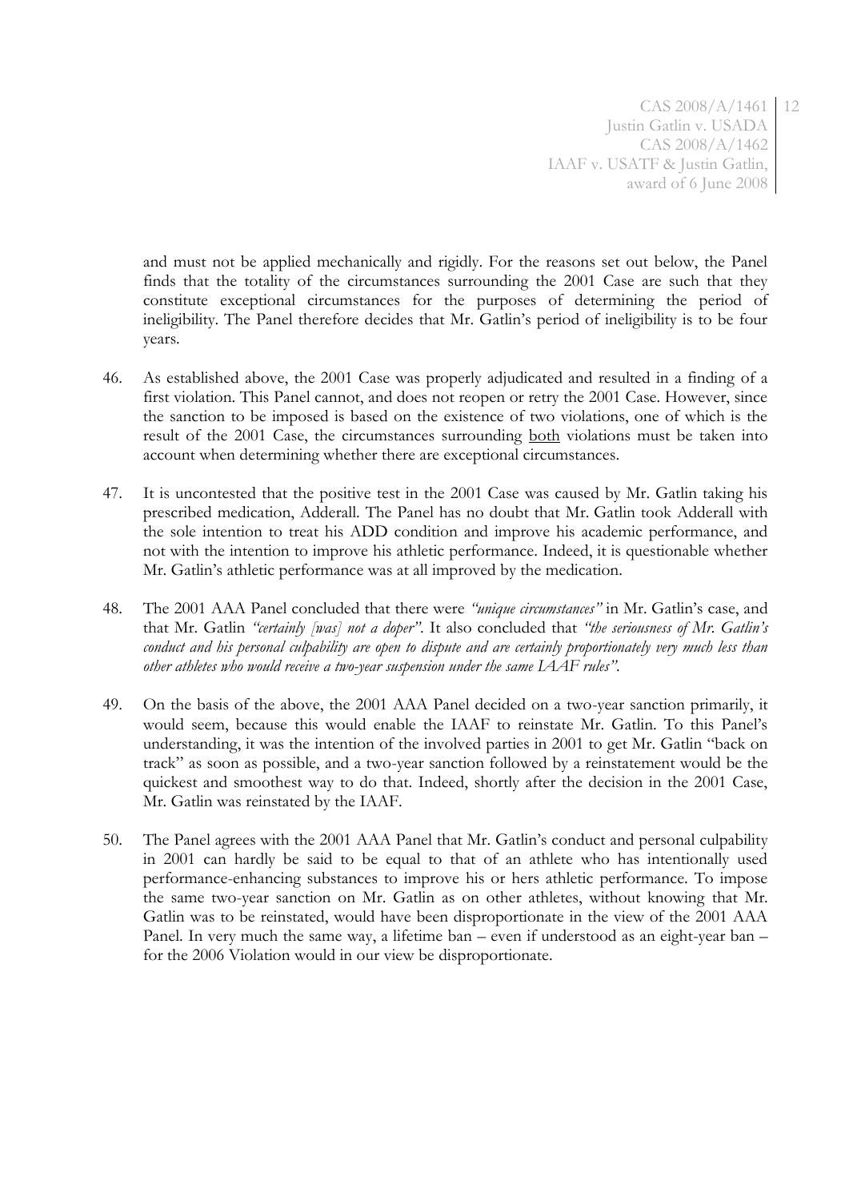and must not be applied mechanically and rigidly. For the reasons set out below, the Panel finds that the totality of the circumstances surrounding the 2001 Case are such that they constitute exceptional circumstances for the purposes of determining the period of ineligibility. The Panel therefore decides that Mr. Gatlin's period of ineligibility is to be four years.

46. As established above, the 2001 Case was properly adjudicated and resulted in a finding of a first violation. This Panel cannot, and does not reopen or retry the 2001 Case. However, since the sanction to be imposed is based on the existence of two violations, one of which is the result of the 2001 Case, the circumstances surrounding <u>both</u> violations must be taken into account when determining whether there are exceptional circumstances.

47. It is uncontested that the positive test in the 2001 Case was caused by Mr. Gatlin taking his prescribed medication, Adderall. The Panel has no doubt that Mr. Gatlin took Adderall with the sole intention to treat his ADD condition and improve his academic performance, and not with the intention to improve his athletic performance. Indeed, it is questionable whether Mr. Gatlin's athletic performance was at all improved by the medication.

48. The 2001 AAA Panel concluded that there were *"unique circumstances"* in Mr. Gatlin's case, and that Mr. Gatlin *"certainly [was] not a doper"*. It also concluded that *"the seriousness of Mr. Gatlin's conduct and his personal culpability are open to dispute and are certainly proportionately very much less than other athletes who would receive a two-year suspension under the same IAAF rules"*.

49. On the basis of the above, the 2001 AAA Panel decided on a two-year sanction primarily, it would seem, because this would enable the IAAF to reinstate Mr. Gatlin. To this Panel's understanding, it was the intention of the involved parties in 2001 to get Mr. Gatlin "back on track" as soon as possible, and a two-year sanction followed by a reinstatement would be the quickest and smoothest way to do that. Indeed, shortly after the decision in the 2001 Case, Mr. Gatlin was reinstated by the IAAF.

50. The Panel agrees with the 2001 AAA Panel that Mr. Gatlin's conduct and personal culpability in 2001 can hardly be said to be equal to that of an athlete who has intentionally used performance-enhancing substances to improve his or hers athletic performance. To impose the same two-year sanction on Mr. Gatlin as on other athletes, without knowing that Mr. Gatlin was to be reinstated, would have been disproportionate in the view of the 2001 AAA Panel. In very much the same way, a lifetime ban – even if understood as an eight-year ban – for the 2006 Violation would in our view be disproportionate.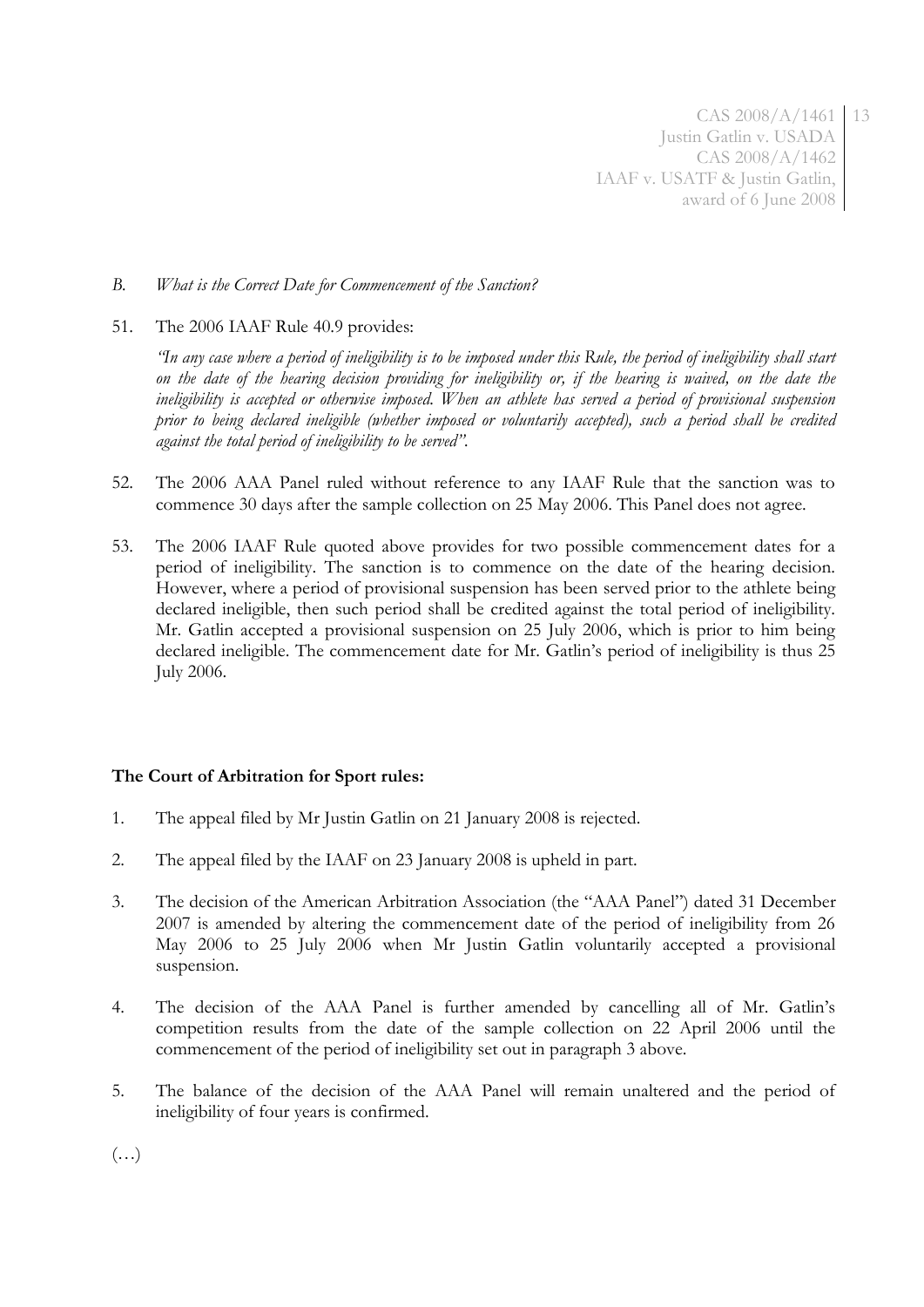*B. What is the Correct Date for Commencement of the Sanction?*

51. The 2006 IAAF Rule 40.9 provides:

*"In any case where a period of ineligibility is to be imposed under this Rule, the period of ineligibility shall start on the date of the hearing decision providing for ineligibility or, if the hearing is waived, on the date the ineligibility is accepted or otherwise imposed. When an athlete has served a period of provisional suspension prior to being declared ineligible (whether imposed or voluntarily accepted), such a period shall be credited against the total period of ineligibility to be served".*

52. The 2006 AAA Panel ruled without reference to any IAAF Rule that the sanction was to commence 30 days after the sample collection on 25 May 2006. This Panel does not agree.

53. The 2006 IAAF Rule quoted above provides for two possible commencement dates for a period of ineligibility. The sanction is to commence on the date of the hearing decision. However, where a period of provisional suspension has been served prior to the athlete being declared ineligible, then such period shall be credited against the total period of ineligibility. Mr. Gatlin accepted a provisional suspension on 25 July 2006, which is prior to him being declared ineligible. The commencement date for Mr. Gatlin's period of ineligibility is thus 25 July 2006.

**The Court of Arbitration for Sport rules:**

1. The appeal filed by Mr Justin Gatlin on 21 January 2008 is rejected.

2. The appeal filed by the IAAF on 23 January 2008 is upheld in part.

3. The decision of the American Arbitration Association (the "AAA Panel") dated 31 December 2007 is amended by altering the commencement date of the period of ineligibility from 26 May 2006 to 25 July 2006 when Mr Justin Gatlin voluntarily accepted a provisional suspension.

4. The decision of the AAA Panel is further amended by cancelling all of Mr. Gatlin's competition results from the date of the sample collection on 22 April 2006 until the commencement of the period of ineligibility set out in paragraph 3 above.

5. The balance of the decision of the AAA Panel will remain unaltered and the period of ineligibility of four years is confirmed.

(…)